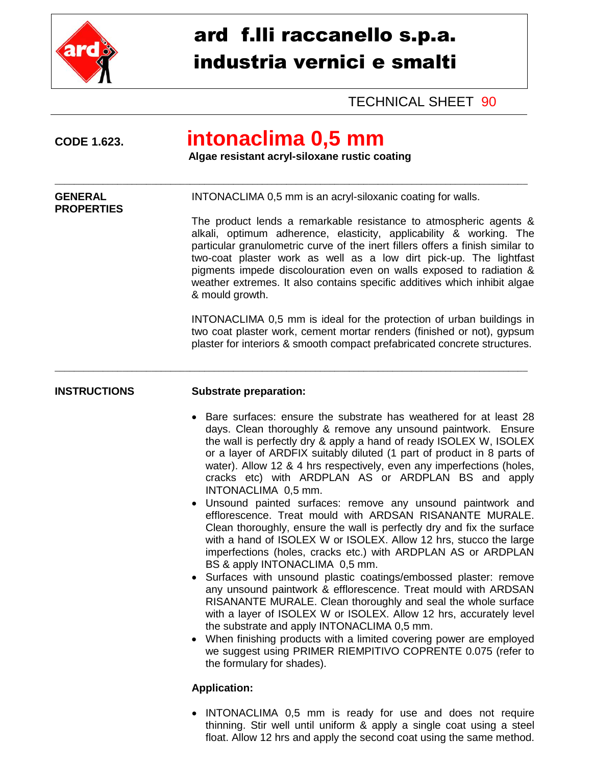# ard f.lli raccanello s.p.a.
# industria vernici e smalti

TECHNICAL SHEET 90

**CODE 1.623.**

## intonaclima 0,5 mm

**Algae resistant acryl-siloxane rustic coating**

---

**GENERAL PROPERTIES**

INTONACLIMA 0,5 mm is an acryl-siloxanic coating for walls.

The product lends a remarkable resistance to atmospheric agents & alkali, optimum adherence, elasticity, applicability & working. The particular granulometric curve of the inert fillers offers a finish similar to two-coat plaster work as well as a low dirt pick-up. The lightfast pigments impede discolouration even on walls exposed to radiation & weather extremes. It also contains specific additives which inhibit algae & mould growth.

INTONACLIMA 0,5 mm is ideal for the protection of urban buildings in two coat plaster work, cement mortar renders (finished or not), gypsum plaster for interiors & smooth compact prefabricated concrete structures.

---

**INSTRUCTIONS**

**Substrate preparation:**

- Bare surfaces: ensure the substrate has weathered for at least 28 days. Clean thoroughly & remove any unsound paintwork. Ensure the wall is perfectly dry & apply a hand of ready ISOLEX W, ISOLEX or a layer of ARDFIX suitably diluted (1 part of product in 8 parts of water). Allow 12 & 4 hrs respectively, even any imperfections (holes, cracks etc) with ARDPLAN AS or ARDPLAN BS and apply INTONACLIMA 0,5 mm.
- Unsound painted surfaces: remove any unsound paintwork and efflorescence. Treat mould with ARDSAN RISANANTE MURALE. Clean thoroughly, ensure the wall is perfectly dry and fix the surface with a hand of ISOLEX W or ISOLEX. Allow 12 hrs, stucco the large imperfections (holes, cracks etc.) with ARDPLAN AS or ARDPLAN BS & apply INTONACLIMA 0,5 mm.
- Surfaces with unsound plastic coatings/embossed plaster: remove any unsound paintwork & efflorescence. Treat mould with ARDSAN RISANANTE MURALE. Clean thoroughly and seal the whole surface with a layer of ISOLEX W or ISOLEX. Allow 12 hrs, accurately level the substrate and apply INTONACLIMA 0,5 mm.
- When finishing products with a limited covering power are employed we suggest using PRIMER RIEMPITIVO COPRENTE 0.075 (refer to the formulary for shades).

**Application:**

- INTONACLIMA 0,5 mm is ready for use and does not require thinning. Stir well until uniform & apply a single coat using a steel float. Allow 12 hrs and apply the second coat using the same method.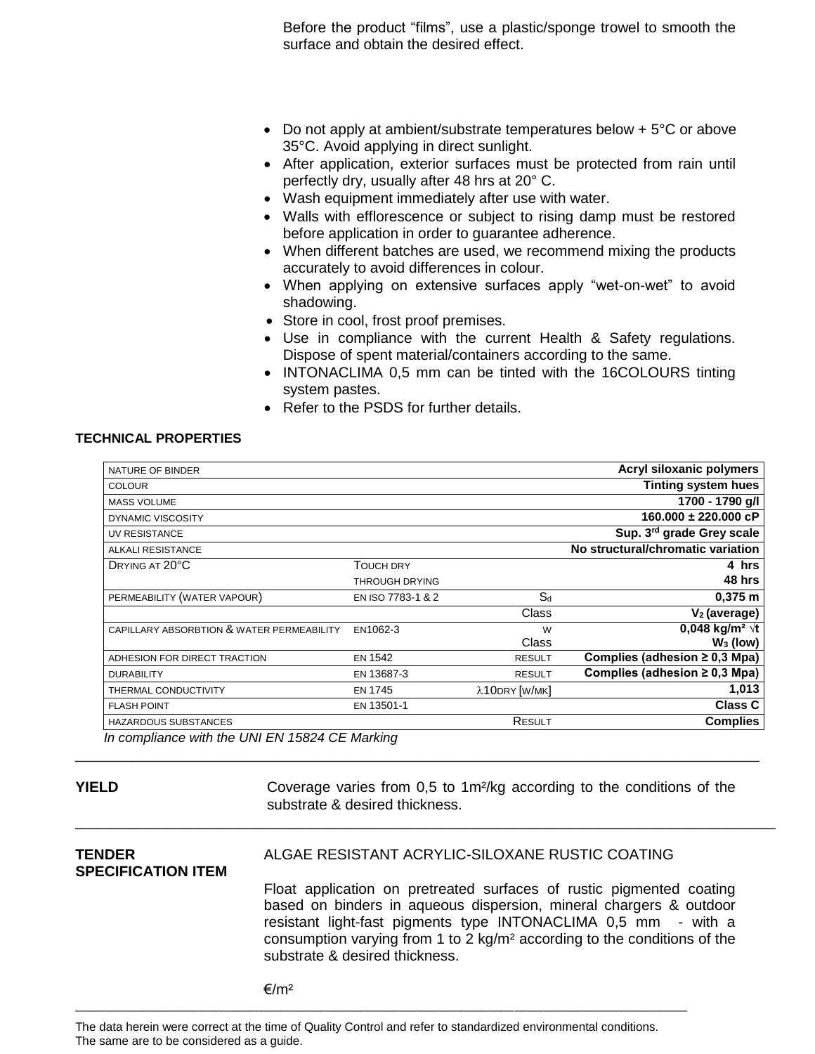Before the product “films”, use a plastic/sponge trowel to smooth the surface and obtain the desired effect.

- Do not apply at ambient/substrate temperatures below + 5°C or above 35°C. Avoid applying in direct sunlight.
- After application, exterior surfaces must be protected from rain until perfectly dry, usually after 48 hrs at 20° C.
- Wash equipment immediately after use with water.
- Walls with efflorescence or subject to rising damp must be restored before application in order to guarantee adherence.
- When different batches are used, we recommend mixing the products accurately to avoid differences in colour.
- When applying on extensive surfaces apply “wet-on-wet” to avoid shadowing.
- Store in cool, frost proof premises.
- Use in compliance with the current Health & Safety regulations. Dispose of spent material/containers according to the same.
- INTONACLIMA 0,5 mm can be tinted with the 16COLOURS tinting system pastes.
- Refer to the PSDS for further details.

**TECHNICAL PROPERTIES**

| | | | |
|---|---|---|---|
| NATURE OF BINDER | | | **Acryl siloxanic polymers** |
| COLOUR | | | **Tinting system hues** |
| MASS VOLUME | | | **1700 - 1790 g/l** |
| DYNAMIC VISCOSITY | | | **160.000 ± 220.000 cP** |
| UV RESISTANCE | | | **Sup. 3rd grade Grey scale** |
| ALKALI RESISTANCE | | | **No structural/chromatic variation** |
| DRYING AT 20°C | TOUCH DRY | | **4 hrs** |
| | THROUGH DRYING | | **48 hrs** |
| PERMEABILITY (WATER VAPOUR) | EN ISO 7783-1 & 2 | $S_d$ | **0,375 m** |
| | | Class | **$V_2$ (average)** |
| CAPILLARY ABSORBTION & WATER PERMEABILITY | EN1062-3 | W<br>Class | **0,048 kg/m² √t**<br>**$W_3$ (low)** |
| ADHESION FOR DIRECT TRACTION | EN 1542 | RESULT | **Complies (adhesion ≥ 0,3 Mpa)** |
| DURABILITY | EN 13687-3 | RESULT | **Complies (adhesion ≥ 0,3 Mpa)** |
| THERMAL CONDUCTIVITY | EN 1745 | $\lambda_{10DRY}$ [W/MK] | **1,013** |
| FLASH POINT | EN 13501-1 | | **Class C** |
| HAZARDOUS SUBSTANCES | | RESULT | **Complies** |

*In compliance with the UNI EN 15824 CE Marking*

---

**YIELD**

Coverage varies from 0,5 to 1m²/kg according to the conditions of the substrate & desired thickness.

---

**TENDER SPECIFICATION ITEM**

ALGAE RESISTANT ACRYLIC-SILOXANE RUSTIC COATING

Float application on pretreated surfaces of rustic pigmented coating based on binders in aqueous dispersion, mineral chargers & outdoor resistant light-fast pigments type INTONACLIMA 0,5 mm - with a consumption varying from 1 to 2 kg/m² according to the conditions of the substrate & desired thickness.

€/m²

---

The data herein were correct at the time of Quality Control and refer to standardized environmental conditions.
The same are to be considered as a guide.